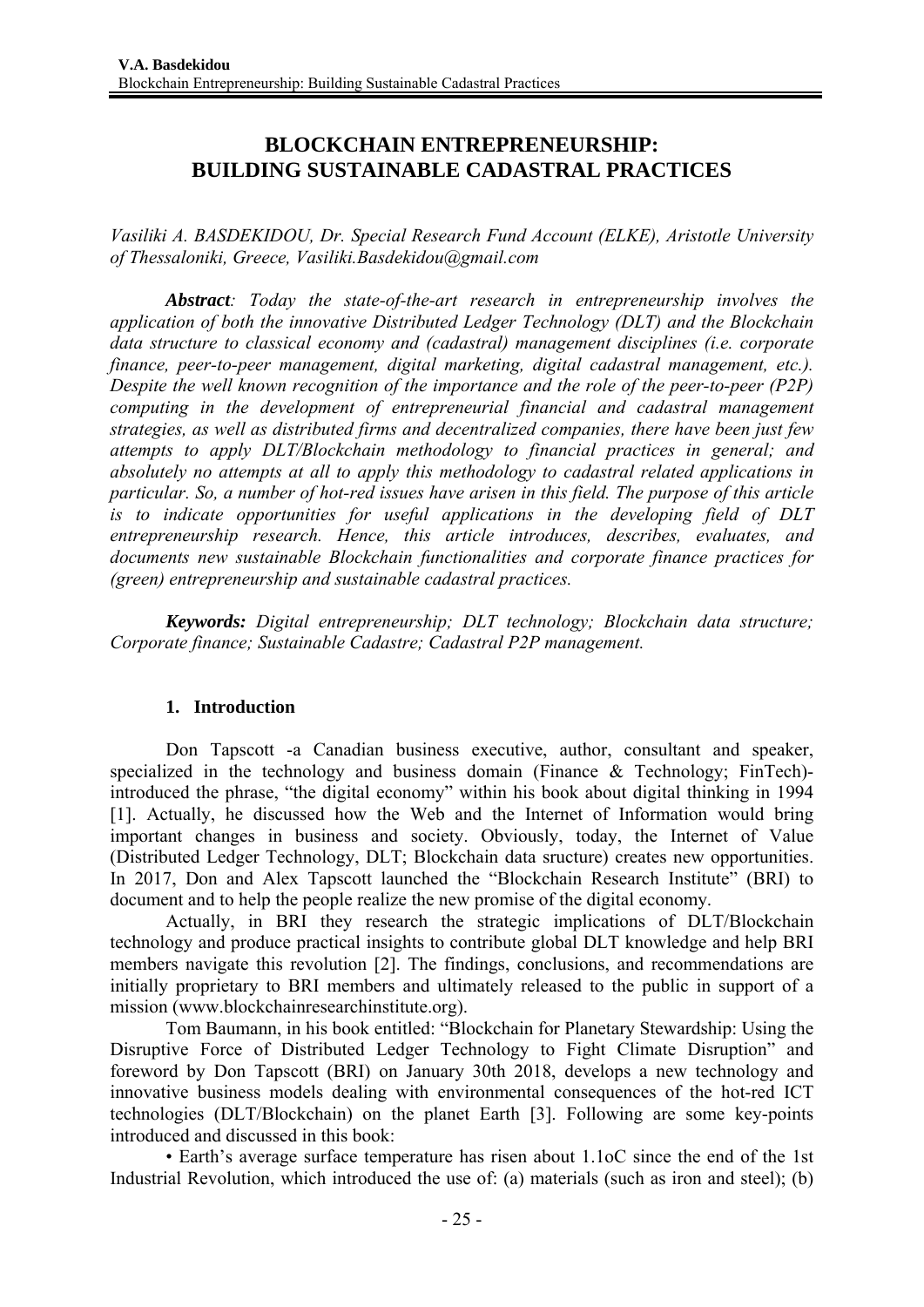# BLOCKCHAIN ENTREPRENEURSHIP: BUILDING SUSTAINABLE CADASTRAL PRACTICES

*Vasiliki A. BASDEKIDOU, Dr. Special Research Fund Account (ELKE), Aristotle University of Thessaloniki, Greece, Vasiliki.Basdekidou@gmail.com*

***Abstract**: Today the state-of-the-art research in entrepreneurship involves the application of both the innovative Distributed Ledger Technology (DLT) and the Blockchain data structure to classical economy and (cadastral) management disciplines (i.e. corporate finance, peer-to-peer management, digital marketing, digital cadastral management, etc.). Despite the well known recognition of the importance and the role of the peer-to-peer (P2P) computing in the development of entrepreneurial financial and cadastral management strategies, as well as distributed firms and decentralized companies, there have been just few attempts to apply DLT/Blockchain methodology to financial practices in general; and absolutely no attempts at all to apply this methodology to cadastral related applications in particular. So, a number of hot-red issues have arisen in this field. The purpose of this article is to indicate opportunities for useful applications in the developing field of DLT entrepreneurship research. Hence, this article introduces, describes, evaluates, and documents new sustainable Blockchain functionalities and corporate finance practices for (green) entrepreneurship and sustainable cadastral practices.*

***Keywords:** Digital entrepreneurship; DLT technology; Blockchain data structure; Corporate finance; Sustainable Cadastre; Cadastral P2P management.*

## 1. Introduction

Don Tapscott -a Canadian business executive, author, consultant and speaker, specialized in the technology and business domain (Finance & Technology; FinTech)- introduced the phrase, "the digital economy" within his book about digital thinking in 1994 [1]. Actually, he discussed how the Web and the Internet of Information would bring important changes in business and society. Obviously, today, the Internet of Value (Distributed Ledger Technology, DLT; Blockchain data sructure) creates new opportunities. In 2017, Don and Alex Tapscott launched the "Blockchain Research Institute" (BRI) to document and to help the people realize the new promise of the digital economy.

Actually, in BRI they research the strategic implications of DLT/Blockchain technology and produce practical insights to contribute global DLT knowledge and help BRI members navigate this revolution [2]. The findings, conclusions, and recommendations are initially proprietary to BRI members and ultimately released to the public in support of a mission (www.blockchainresearchinstitute.org).

Tom Baumann, in his book entitled: "Blockchain for Planetary Stewardship: Using the Disruptive Force of Distributed Ledger Technology to Fight Climate Disruption" and foreword by Don Tapscott (BRI) on January 30th 2018, develops a new technology and innovative business models dealing with environmental consequences of the hot-red ICT technologies (DLT/Blockchain) on the planet Earth [3]. Following are some key-points introduced and discussed in this book:

• Earth's average surface temperature has risen about 1.1oC since the end of the 1st Industrial Revolution, which introduced the use of: (a) materials (such as iron and steel); (b)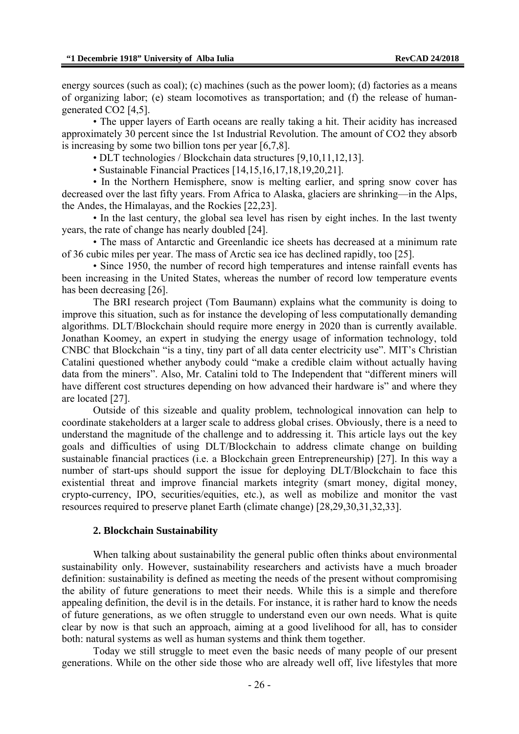energy sources (such as coal); (c) machines (such as the power loom); (d) factories as a means of organizing labor; (e) steam locomotives as transportation; and (f) the release of human-generated $CO_2$ [4,5].

- The upper layers of Earth oceans are really taking a hit. Their acidity has increased approximately 30 percent since the 1st Industrial Revolution. The amount of $CO_2$ they absorb is increasing by some two billion tons per year [6,7,8].
- DLT technologies / Blockchain data structures [9,10,11,12,13].
- Sustainable Financial Practices [14,15,16,17,18,19,20,21].
- In the Northern Hemisphere, snow is melting earlier, and spring snow cover has decreased over the last fifty years. From Africa to Alaska, glaciers are shrinking—in the Alps, the Andes, the Himalayas, and the Rockies [22,23].
- In the last century, the global sea level has risen by eight inches. In the last twenty years, the rate of change has nearly doubled [24].
- The mass of Antarctic and Greenlandic ice sheets has decreased at a minimum rate of 36 cubic miles per year. The mass of Arctic sea ice has declined rapidly, too [25].
- Since 1950, the number of record high temperatures and intense rainfall events has been increasing in the United States, whereas the number of record low temperature events has been decreasing [26].

The BRI research project (Tom Baumann) explains what the community is doing to improve this situation, such as for instance the developing of less computationally demanding algorithms. DLT/Blockchain should require more energy in 2020 than is currently available. Jonathan Koomey, an expert in studying the energy usage of information technology, told CNBC that Blockchain "is a tiny, tiny part of all data center electricity use". MIT's Christian Catalini questioned whether anybody could "make a credible claim without actually having data from the miners". Also, Mr. Catalini told to The Independent that "different miners will have different cost structures depending on how advanced their hardware is" and where they are located [27].

Outside of this sizeable and quality problem, technological innovation can help to coordinate stakeholders at a larger scale to address global crises. Obviously, there is a need to understand the magnitude of the challenge and to addressing it. This article lays out the key goals and difficulties of using DLT/Blockchain to address climate change on building sustainable financial practices (i.e. a Blockchain green Entrepreneurship) [27]. In this way a number of start-ups should support the issue for deploying DLT/Blockchain to face this existential threat and improve financial markets integrity (smart money, digital money, crypto-currency, IPO, securities/equities, etc.), as well as mobilize and monitor the vast resources required to preserve planet Earth (climate change) [28,29,30,31,32,33].

## 2. Blockchain Sustainability

When talking about sustainability the general public often thinks about environmental sustainability only. However, sustainability researchers and activists have a much broader definition: sustainability is defined as meeting the needs of the present without compromising the ability of future generations to meet their needs. While this is a simple and therefore appealing definition, the devil is in the details. For instance, it is rather hard to know the needs of future generations, as we often struggle to understand even our own needs. What is quite clear by now is that such an approach, aiming at a good livelihood for all, has to consider both: natural systems as well as human systems and think them together.

Today we still struggle to meet even the basic needs of many people of our present generations. While on the other side those who are already well off, live lifestyles that more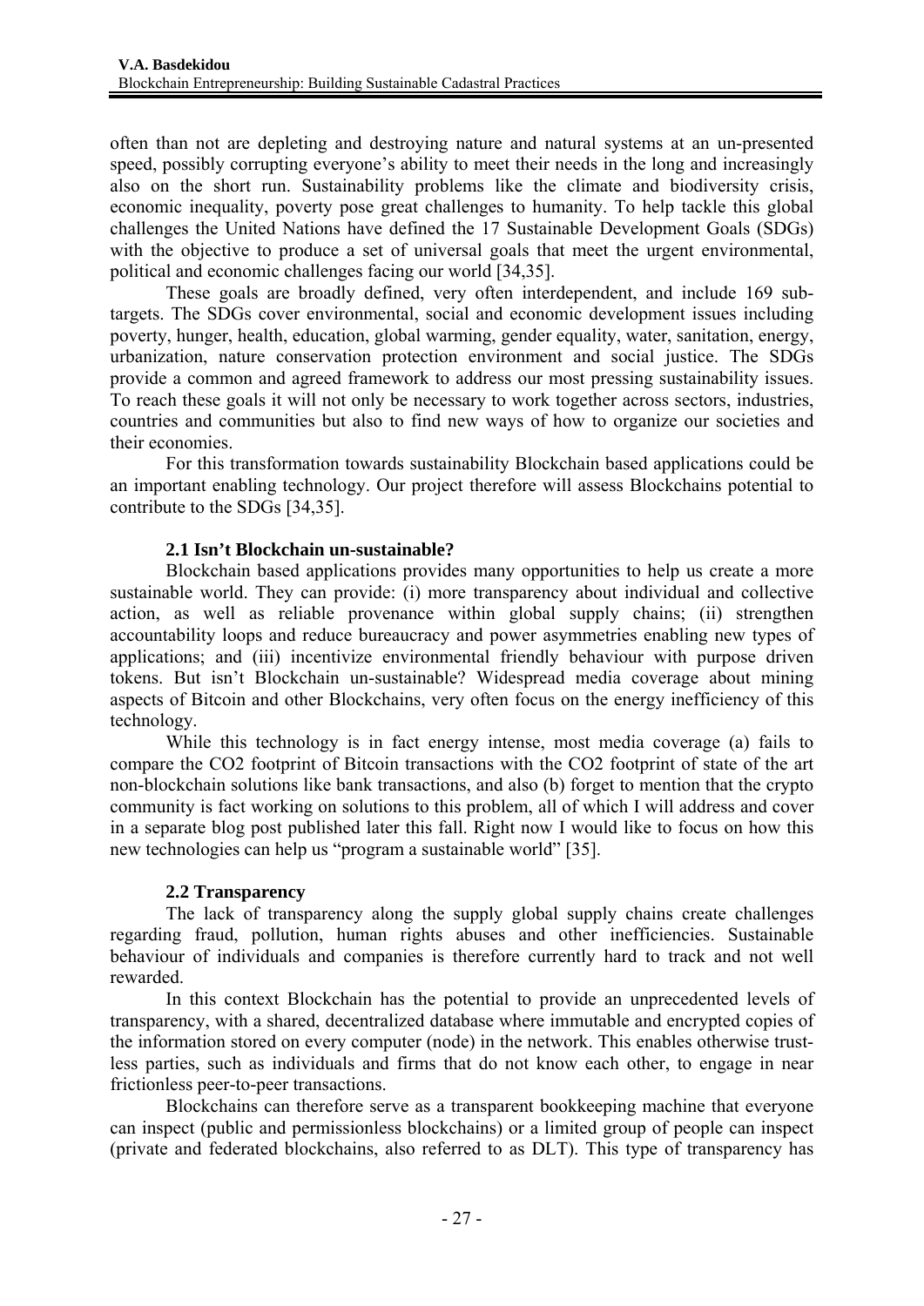often than not are depleting and destroying nature and natural systems at an un-presented speed, possibly corrupting everyone's ability to meet their needs in the long and increasingly also on the short run. Sustainability problems like the climate and biodiversity crisis, economic inequality, poverty pose great challenges to humanity. To help tackle this global challenges the United Nations have defined the 17 Sustainable Development Goals (SDGs) with the objective to produce a set of universal goals that meet the urgent environmental, political and economic challenges facing our world [34,35].

These goals are broadly defined, very often interdependent, and include 169 sub-targets. The SDGs cover environmental, social and economic development issues including poverty, hunger, health, education, global warming, gender equality, water, sanitation, energy, urbanization, nature conservation protection environment and social justice. The SDGs provide a common and agreed framework to address our most pressing sustainability issues. To reach these goals it will not only be necessary to work together across sectors, industries, countries and communities but also to find new ways of how to organize our societies and their economies.

For this transformation towards sustainability Blockchain based applications could be an important enabling technology. Our project therefore will assess Blockchains potential to contribute to the SDGs [34,35].

### 2.1 Isn't Blockchain un-sustainable?

Blockchain based applications provides many opportunities to help us create a more sustainable world. They can provide: (i) more transparency about individual and collective action, as well as reliable provenance within global supply chains; (ii) strengthen accountability loops and reduce bureaucracy and power asymmetries enabling new types of applications; and (iii) incentivize environmental friendly behaviour with purpose driven tokens. But isn't Blockchain un-sustainable? Widespread media coverage about mining aspects of Bitcoin and other Blockchains, very often focus on the energy inefficiency of this technology.

While this technology is in fact energy intense, most media coverage (a) fails to compare the $CO_2$ footprint of Bitcoin transactions with the $CO_2$ footprint of state of the art non-blockchain solutions like bank transactions, and also (b) forget to mention that the crypto community is fact working on solutions to this problem, all of which I will address and cover in a separate blog post published later this fall. Right now I would like to focus on how this new technologies can help us "program a sustainable world" [35].

### 2.2 Transparency

The lack of transparency along the supply global supply chains create challenges regarding fraud, pollution, human rights abuses and other inefficiencies. Sustainable behaviour of individuals and companies is therefore currently hard to track and not well rewarded.

In this context Blockchain has the potential to provide an unprecedented levels of transparency, with a shared, decentralized database where immutable and encrypted copies of the information stored on every computer (node) in the network. This enables otherwise trust-less parties, such as individuals and firms that do not know each other, to engage in near frictionless peer-to-peer transactions.

Blockchains can therefore serve as a transparent bookkeeping machine that everyone can inspect (public and permissionless blockchains) or a limited group of people can inspect (private and federated blockchains, also referred to as DLT). This type of transparency has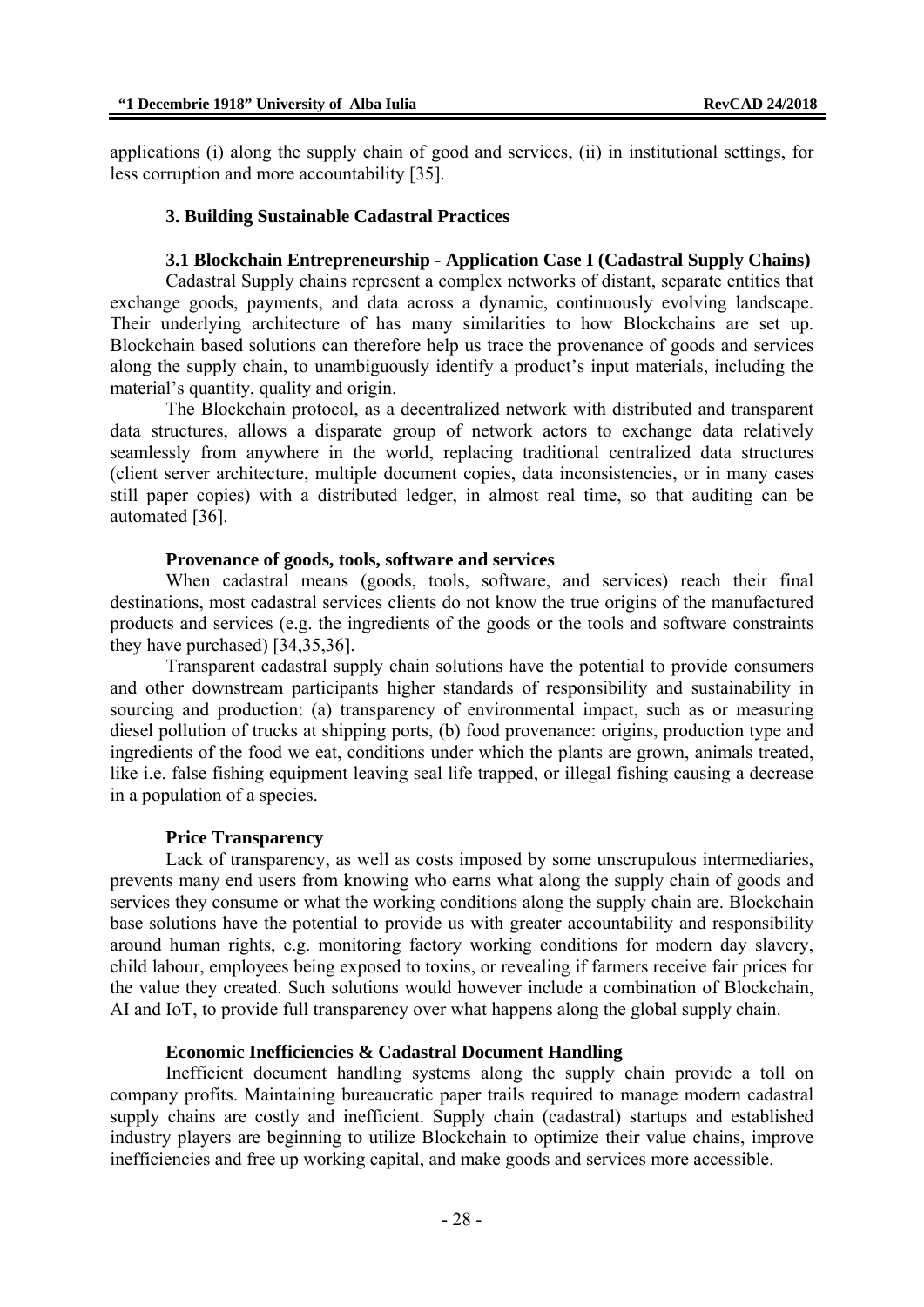applications (i) along the supply chain of good and services, (ii) in institutional settings, for less corruption and more accountability [35].

## 3. Building Sustainable Cadastral Practices

### 3.1 Blockchain Entrepreneurship - Application Case I (Cadastral Supply Chains)

Cadastral Supply chains represent a complex networks of distant, separate entities that exchange goods, payments, and data across a dynamic, continuously evolving landscape. Their underlying architecture of has many similarities to how Blockchains are set up. Blockchain based solutions can therefore help us trace the provenance of goods and services along the supply chain, to unambiguously identify a product's input materials, including the material's quantity, quality and origin.

The Blockchain protocol, as a decentralized network with distributed and transparent data structures, allows a disparate group of network actors to exchange data relatively seamlessly from anywhere in the world, replacing traditional centralized data structures (client server architecture, multiple document copies, data inconsistencies, or in many cases still paper copies) with a distributed ledger, in almost real time, so that auditing can be automated [36].

#### Provenance of goods, tools, software and services

When cadastral means (goods, tools, software, and services) reach their final destinations, most cadastral services clients do not know the true origins of the manufactured products and services (e.g. the ingredients of the goods or the tools and software constraints they have purchased) [34,35,36].

Transparent cadastral supply chain solutions have the potential to provide consumers and other downstream participants higher standards of responsibility and sustainability in sourcing and production: (a) transparency of environmental impact, such as or measuring diesel pollution of trucks at shipping ports, (b) food provenance: origins, production type and ingredients of the food we eat, conditions under which the plants are grown, animals treated, like i.e. false fishing equipment leaving seal life trapped, or illegal fishing causing a decrease in a population of a species.

#### Price Transparency

Lack of transparency, as well as costs imposed by some unscrupulous intermediaries, prevents many end users from knowing who earns what along the supply chain of goods and services they consume or what the working conditions along the supply chain are. Blockchain base solutions have the potential to provide us with greater accountability and responsibility around human rights, e.g. monitoring factory working conditions for modern day slavery, child labour, employees being exposed to toxins, or revealing if farmers receive fair prices for the value they created. Such solutions would however include a combination of Blockchain, AI and IoT, to provide full transparency over what happens along the global supply chain.

#### Economic Inefficiencies & Cadastral Document Handling

Inefficient document handling systems along the supply chain provide a toll on company profits. Maintaining bureaucratic paper trails required to manage modern cadastral supply chains are costly and inefficient. Supply chain (cadastral) startups and established industry players are beginning to utilize Blockchain to optimize their value chains, improve inefficiencies and free up working capital, and make goods and services more accessible.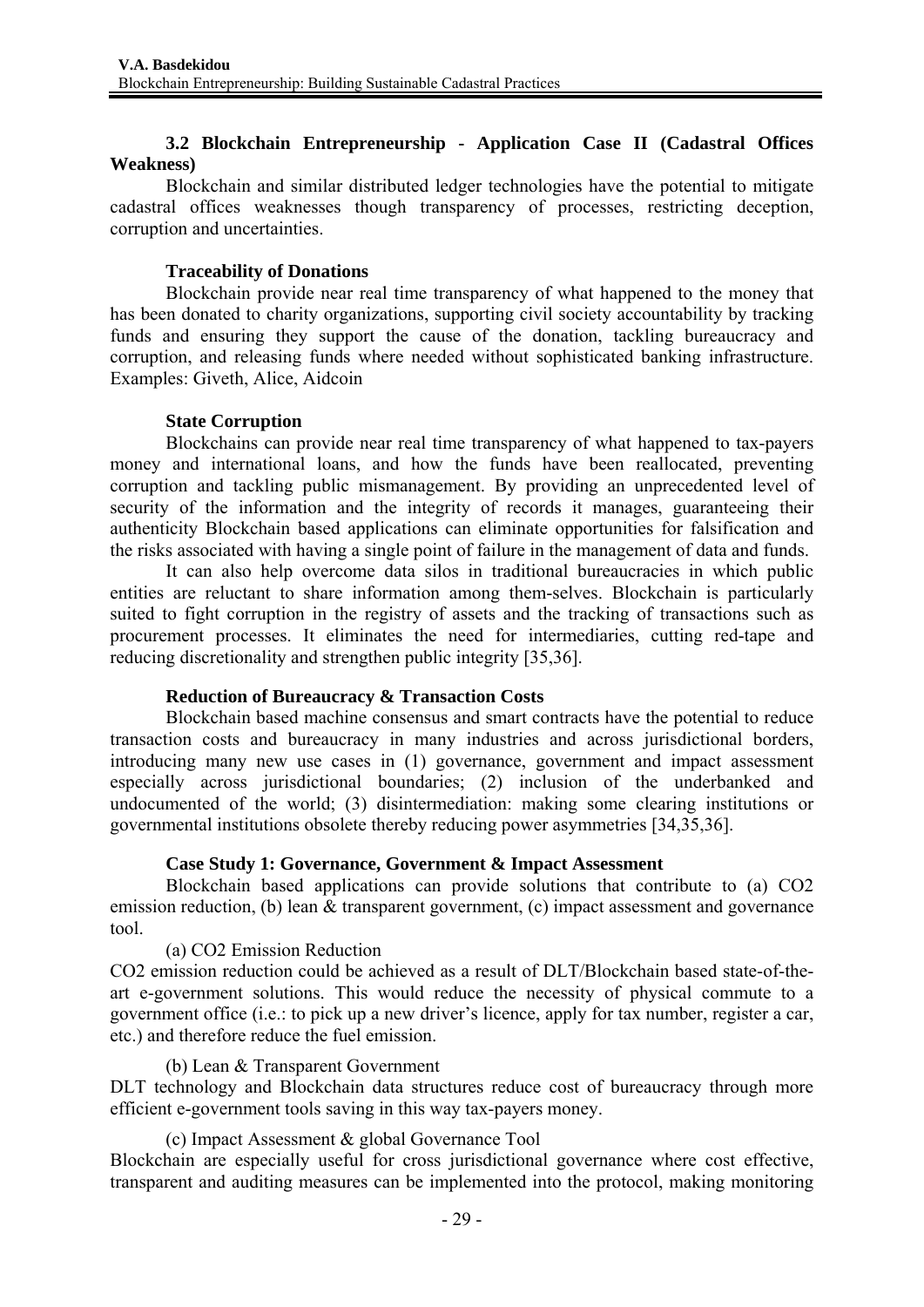### 3.2 Blockchain Entrepreneurship - Application Case II (Cadastral Offices Weakness)

Blockchain and similar distributed ledger technologies have the potential to mitigate cadastral offices weaknesses though transparency of processes, restricting deception, corruption and uncertainties.

#### Traceability of Donations

Blockchain provide near real time transparency of what happened to the money that has been donated to charity organizations, supporting civil society accountability by tracking funds and ensuring they support the cause of the donation, tackling bureaucracy and corruption, and releasing funds where needed without sophisticated banking infrastructure. Examples: Giveth, Alice, Aidcoin

#### State Corruption

Blockchains can provide near real time transparency of what happened to tax-payers money and international loans, and how the funds have been reallocated, preventing corruption and tackling public mismanagement. By providing an unprecedented level of security of the information and the integrity of records it manages, guaranteeing their authenticity Blockchain based applications can eliminate opportunities for falsification and the risks associated with having a single point of failure in the management of data and funds.

It can also help overcome data silos in traditional bureaucracies in which public entities are reluctant to share information among them-selves. Blockchain is particularly suited to fight corruption in the registry of assets and the tracking of transactions such as procurement processes. It eliminates the need for intermediaries, cutting red-tape and reducing discretionality and strengthen public integrity [35,36].

#### Reduction of Bureaucracy & Transaction Costs

Blockchain based machine consensus and smart contracts have the potential to reduce transaction costs and bureaucracy in many industries and across jurisdictional borders, introducing many new use cases in (1) governance, government and impact assessment especially across jurisdictional boundaries; (2) inclusion of the underbanked and undocumented of the world; (3) disintermediation: making some clearing institutions or governmental institutions obsolete thereby reducing power asymmetries [34,35,36].

#### Case Study 1: Governance, Government & Impact Assessment

Blockchain based applications can provide solutions that contribute to (a) $CO_2$ emission reduction, (b) lean & transparent government, (c) impact assessment and governance tool.

(a) $CO_2$ Emission Reduction

$CO_2$ emission reduction could be achieved as a result of DLT/Blockchain based state-of-the-art e-government solutions. This would reduce the necessity of physical commute to a government office (i.e.: to pick up a new driver's licence, apply for tax number, register a car, etc.) and therefore reduce the fuel emission.

(b) Lean & Transparent Government

DLT technology and Blockchain data structures reduce cost of bureaucracy through more efficient e-government tools saving in this way tax-payers money.

(c) Impact Assessment & global Governance Tool

Blockchain are especially useful for cross jurisdictional governance where cost effective, transparent and auditing measures can be implemented into the protocol, making monitoring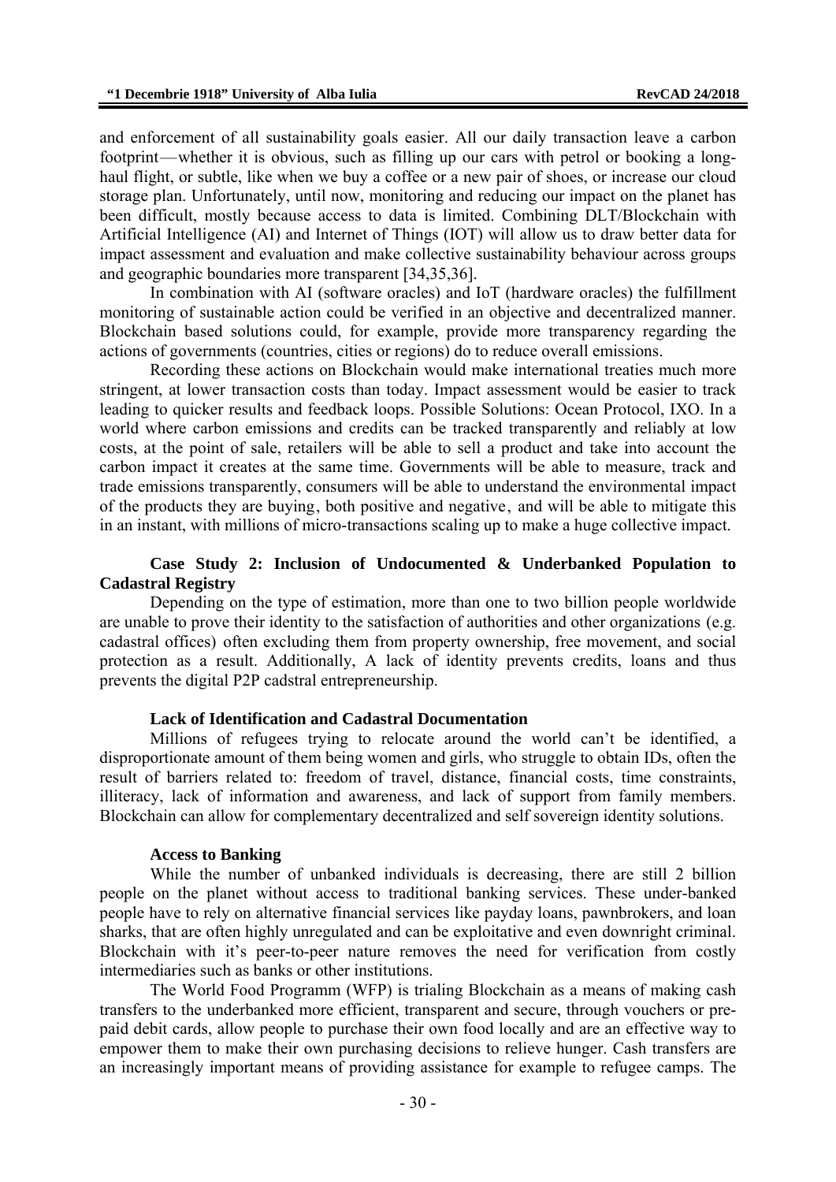and enforcement of all sustainability goals easier. All our daily transaction leave a carbon footprint—whether it is obvious, such as filling up our cars with petrol or booking a long-haul flight, or subtle, like when we buy a coffee or a new pair of shoes, or increase our cloud storage plan. Unfortunately, until now, monitoring and reducing our impact on the planet has been difficult, mostly because access to data is limited. Combining DLT/Blockchain with Artificial Intelligence (AI) and Internet of Things (IOT) will allow us to draw better data for impact assessment and evaluation and make collective sustainability behaviour across groups and geographic boundaries more transparent [34,35,36].

In combination with AI (software oracles) and IoT (hardware oracles) the fulfillment monitoring of sustainable action could be verified in an objective and decentralized manner. Blockchain based solutions could, for example, provide more transparency regarding the actions of governments (countries, cities or regions) do to reduce overall emissions.

Recording these actions on Blockchain would make international treaties much more stringent, at lower transaction costs than today. Impact assessment would be easier to track leading to quicker results and feedback loops. Possible Solutions: Ocean Protocol, IXO. In a world where carbon emissions and credits can be tracked transparently and reliably at low costs, at the point of sale, retailers will be able to sell a product and take into account the carbon impact it creates at the same time. Governments will be able to measure, track and trade emissions transparently, consumers will be able to understand the environmental impact of the products they are buying, both positive and negative, and will be able to mitigate this in an instant, with millions of micro-transactions scaling up to make a huge collective impact.

**Case Study 2: Inclusion of Undocumented & Underbanked Population to Cadastral Registry**

Depending on the type of estimation, more than one to two billion people worldwide are unable to prove their identity to the satisfaction of authorities and other organizations (e.g. cadastral offices) often excluding them from property ownership, free movement, and social protection as a result. Additionally, A lack of identity prevents credits, loans and thus prevents the digital P2P cadstral entrepreneurship.

**Lack of Identification and Cadastral Documentation**

Millions of refugees trying to relocate around the world can't be identified, a disproportionate amount of them being women and girls, who struggle to obtain IDs, often the result of barriers related to: freedom of travel, distance, financial costs, time constraints, illiteracy, lack of information and awareness, and lack of support from family members. Blockchain can allow for complementary decentralized and self sovereign identity solutions.

**Access to Banking**

While the number of unbanked individuals is decreasing, there are still 2 billion people on the planet without access to traditional banking services. These under-banked people have to rely on alternative financial services like payday loans, pawnbrokers, and loan sharks, that are often highly unregulated and can be exploitative and even downright criminal. Blockchain with it's peer-to-peer nature removes the need for verification from costly intermediaries such as banks or other institutions.

The World Food Programm (WFP) is trialing Blockchain as a means of making cash transfers to the underbanked more efficient, transparent and secure, through vouchers or pre-paid debit cards, allow people to purchase their own food locally and are an effective way to empower them to make their own purchasing decisions to relieve hunger. Cash transfers are an increasingly important means of providing assistance for example to refugee camps. The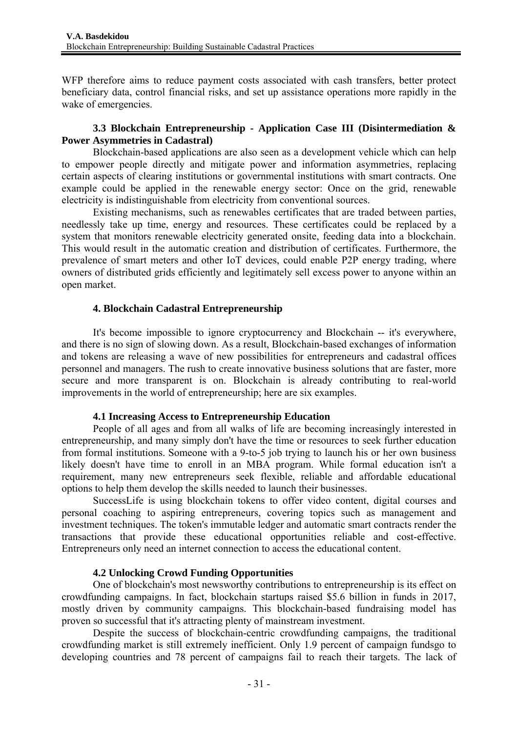WFP therefore aims to reduce payment costs associated with cash transfers, better protect beneficiary data, control financial risks, and set up assistance operations more rapidly in the wake of emergencies.

### 3.3 Blockchain Entrepreneurship - Application Case III (Disintermediation & Power Asymmetries in Cadastral)

Blockchain-based applications are also seen as a development vehicle which can help to empower people directly and mitigate power and information asymmetries, replacing certain aspects of clearing institutions or governmental institutions with smart contracts. One example could be applied in the renewable energy sector: Once on the grid, renewable electricity is indistinguishable from electricity from conventional sources.

Existing mechanisms, such as renewables certificates that are traded between parties, needlessly take up time, energy and resources. These certificates could be replaced by a system that monitors renewable electricity generated onsite, feeding data into a blockchain. This would result in the automatic creation and distribution of certificates. Furthermore, the prevalence of smart meters and other IoT devices, could enable P2P energy trading, where owners of distributed grids efficiently and legitimately sell excess power to anyone within an open market.

## 4. Blockchain Cadastral Entrepreneurship

It's become impossible to ignore cryptocurrency and Blockchain -- it's everywhere, and there is no sign of slowing down. As a result, Blockchain-based exchanges of information and tokens are releasing a wave of new possibilities for entrepreneurs and cadastral offices personnel and managers. The rush to create innovative business solutions that are faster, more secure and more transparent is on. Blockchain is already contributing to real-world improvements in the world of entrepreneurship; here are six examples.

### 4.1 Increasing Access to Entrepreneurship Education

People of all ages and from all walks of life are becoming increasingly interested in entrepreneurship, and many simply don't have the time or resources to seek further education from formal institutions. Someone with a 9-to-5 job trying to launch his or her own business likely doesn't have time to enroll in an MBA program. While formal education isn't a requirement, many new entrepreneurs seek flexible, reliable and affordable educational options to help them develop the skills needed to launch their businesses.

SuccessLife is using blockchain tokens to offer video content, digital courses and personal coaching to aspiring entrepreneurs, covering topics such as management and investment techniques. The token's immutable ledger and automatic smart contracts render the transactions that provide these educational opportunities reliable and cost-effective. Entrepreneurs only need an internet connection to access the educational content.

### 4.2 Unlocking Crowd Funding Opportunities

One of blockchain's most newsworthy contributions to entrepreneurship is its effect on crowdfunding campaigns. In fact, blockchain startups raised $5.6 billion in funds in 2017, mostly driven by community campaigns. This blockchain-based fundraising model has proven so successful that it's attracting plenty of mainstream investment.

Despite the success of blockchain-centric crowdfunding campaigns, the traditional crowdfunding market is still extremely inefficient. Only 1.9 percent of campaign fundsgo to developing countries and 78 percent of campaigns fail to reach their targets. The lack of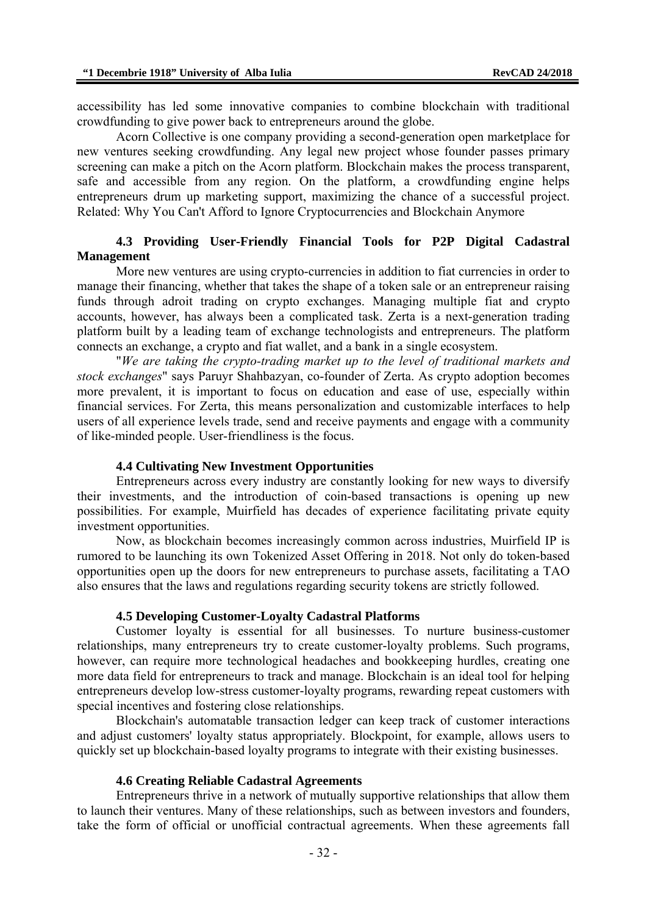accessibility has led some innovative companies to combine blockchain with traditional crowdfunding to give power back to entrepreneurs around the globe.

Acorn Collective is one company providing a second-generation open marketplace for new ventures seeking crowdfunding. Any legal new project whose founder passes primary screening can make a pitch on the Acorn platform. Blockchain makes the process transparent, safe and accessible from any region. On the platform, a crowdfunding engine helps entrepreneurs drum up marketing support, maximizing the chance of a successful project. Related: Why You Can't Afford to Ignore Cryptocurrencies and Blockchain Anymore

### 4.3 Providing User-Friendly Financial Tools for P2P Digital Cadastral Management

More new ventures are using crypto-currencies in addition to fiat currencies in order to manage their financing, whether that takes the shape of a token sale or an entrepreneur raising funds through adroit trading on crypto exchanges. Managing multiple fiat and crypto accounts, however, has always been a complicated task. Zerta is a next-generation trading platform built by a leading team of exchange technologists and entrepreneurs. The platform connects an exchange, a crypto and fiat wallet, and a bank in a single ecosystem.

"*We are taking the crypto-trading market up to the level of traditional markets and stock exchanges*" says Paruyr Shahbazyan, co-founder of Zerta. As crypto adoption becomes more prevalent, it is important to focus on education and ease of use, especially within financial services. For Zerta, this means personalization and customizable interfaces to help users of all experience levels trade, send and receive payments and engage with a community of like-minded people. User-friendliness is the focus.

### 4.4 Cultivating New Investment Opportunities

Entrepreneurs across every industry are constantly looking for new ways to diversify their investments, and the introduction of coin-based transactions is opening up new possibilities. For example, Muirfield has decades of experience facilitating private equity investment opportunities.

Now, as blockchain becomes increasingly common across industries, Muirfield IP is rumored to be launching its own Tokenized Asset Offering in 2018. Not only do token-based opportunities open up the doors for new entrepreneurs to purchase assets, facilitating a TAO also ensures that the laws and regulations regarding security tokens are strictly followed.

### 4.5 Developing Customer-Loyalty Cadastral Platforms

Customer loyalty is essential for all businesses. To nurture business-customer relationships, many entrepreneurs try to create customer-loyalty problems. Such programs, however, can require more technological headaches and bookkeeping hurdles, creating one more data field for entrepreneurs to track and manage. Blockchain is an ideal tool for helping entrepreneurs develop low-stress customer-loyalty programs, rewarding repeat customers with special incentives and fostering close relationships.

Blockchain's automatable transaction ledger can keep track of customer interactions and adjust customers' loyalty status appropriately. Blockpoint, for example, allows users to quickly set up blockchain-based loyalty programs to integrate with their existing businesses.

### 4.6 Creating Reliable Cadastral Agreements

Entrepreneurs thrive in a network of mutually supportive relationships that allow them to launch their ventures. Many of these relationships, such as between investors and founders, take the form of official or unofficial contractual agreements. When these agreements fall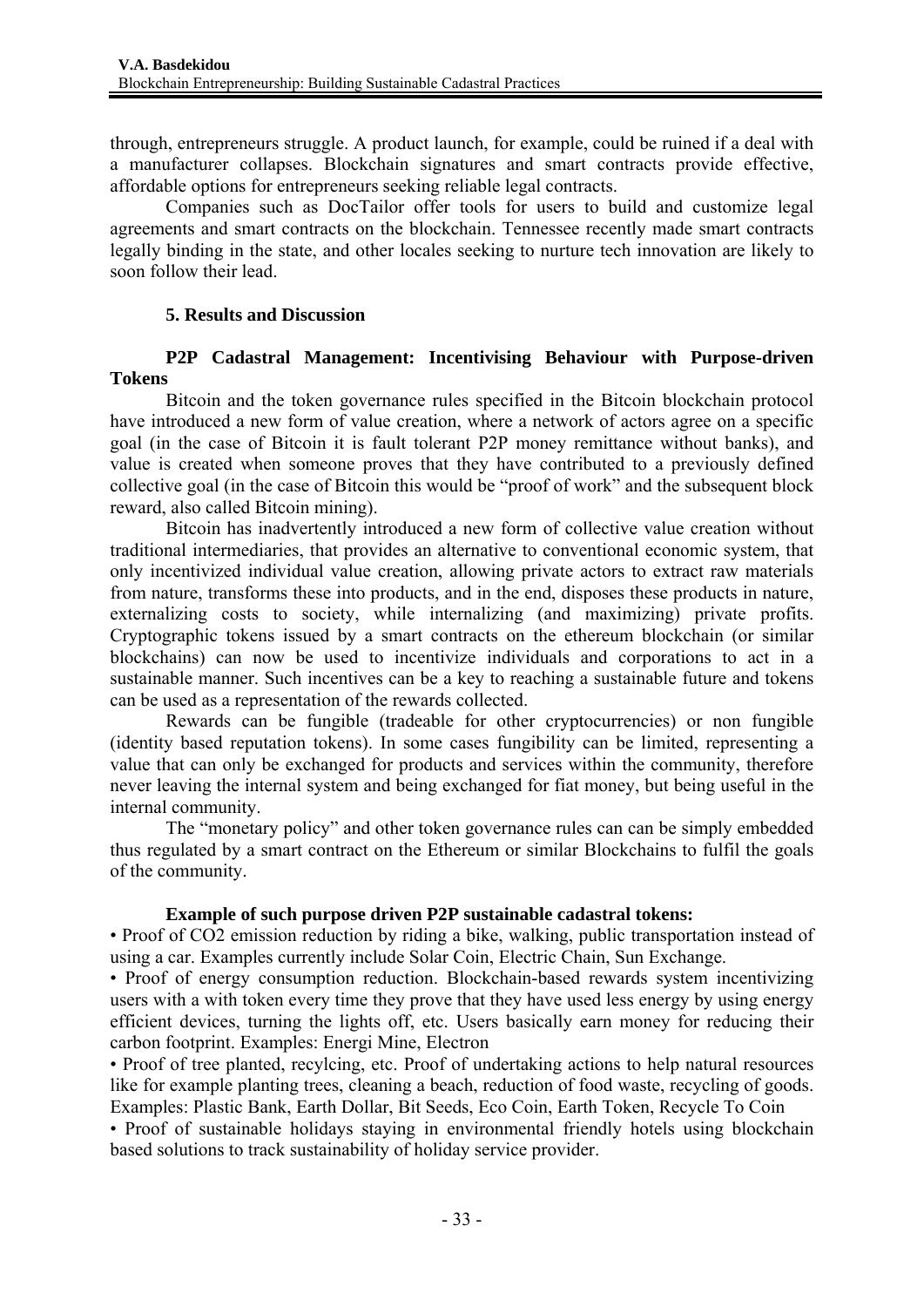through, entrepreneurs struggle. A product launch, for example, could be ruined if a deal with a manufacturer collapses. Blockchain signatures and smart contracts provide effective, affordable options for entrepreneurs seeking reliable legal contracts.

Companies such as DocTailor offer tools for users to build and customize legal agreements and smart contracts on the blockchain. Tennessee recently made smart contracts legally binding in the state, and other locales seeking to nurture tech innovation are likely to soon follow their lead.

## 5. Results and Discussion

### P2P Cadastral Management: Incentivising Behaviour with Purpose-driven Tokens

Bitcoin and the token governance rules specified in the Bitcoin blockchain protocol have introduced a new form of value creation, where a network of actors agree on a specific goal (in the case of Bitcoin it is fault tolerant P2P money remittance without banks), and value is created when someone proves that they have contributed to a previously defined collective goal (in the case of Bitcoin this would be "proof of work" and the subsequent block reward, also called Bitcoin mining).

Bitcoin has inadvertently introduced a new form of collective value creation without traditional intermediaries, that provides an alternative to conventional economic system, that only incentivized individual value creation, allowing private actors to extract raw materials from nature, transforms these into products, and in the end, disposes these products in nature, externalizing costs to society, while internalizing (and maximizing) private profits. Cryptographic tokens issued by a smart contracts on the ethereum blockchain (or similar blockchains) can now be used to incentivize individuals and corporations to act in a sustainable manner. Such incentives can be a key to reaching a sustainable future and tokens can be used as a representation of the rewards collected.

Rewards can be fungible (tradeable for other cryptocurrencies) or non fungible (identity based reputation tokens). In some cases fungibility can be limited, representing a value that can only be exchanged for products and services within the community, therefore never leaving the internal system and being exchanged for fiat money, but being useful in the internal community.

The "monetary policy" and other token governance rules can can be simply embedded thus regulated by a smart contract on the Ethereum or similar Blockchains to fulfil the goals of the community.

**Example of such purpose driven P2P sustainable cadastral tokens:**

- Proof of CO2 emission reduction by riding a bike, walking, public transportation instead of using a car. Examples currently include Solar Coin, Electric Chain, Sun Exchange.
- Proof of energy consumption reduction. Blockchain-based rewards system incentivizing users with a with token every time they prove that they have used less energy by using energy efficient devices, turning the lights off, etc. Users basically earn money for reducing their carbon footprint. Examples: Energi Mine, Electron
- Proof of tree planted, recylcing, etc. Proof of undertaking actions to help natural resources like for example planting trees, cleaning a beach, reduction of food waste, recycling of goods. Examples: Plastic Bank, Earth Dollar, Bit Seeds, Eco Coin, Earth Token, Recycle To Coin
- Proof of sustainable holidays staying in environmental friendly hotels using blockchain based solutions to track sustainability of holiday service provider.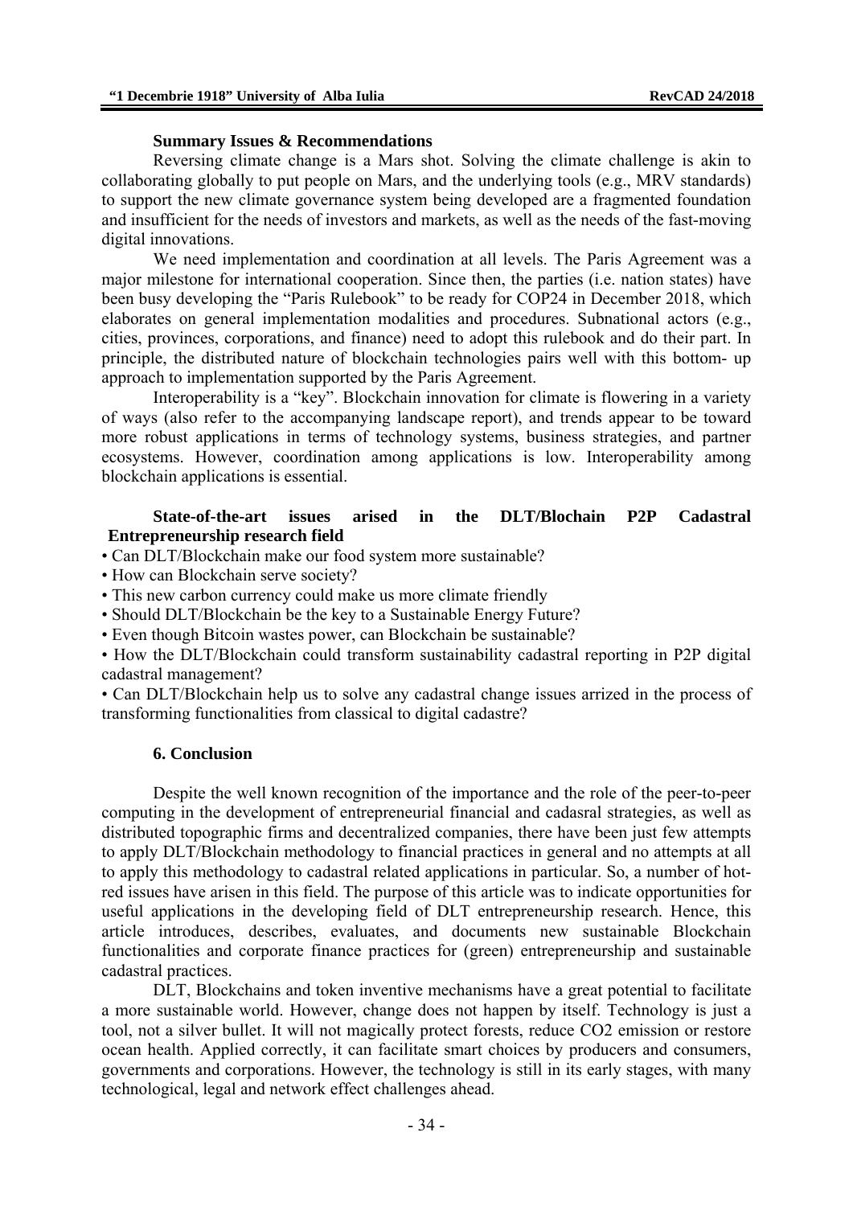#### Summary Issues & Recommendations

Reversing climate change is a Mars shot. Solving the climate challenge is akin to collaborating globally to put people on Mars, and the underlying tools (e.g., MRV standards) to support the new climate governance system being developed are a fragmented foundation and insufficient for the needs of investors and markets, as well as the needs of the fast-moving digital innovations.

We need implementation and coordination at all levels. The Paris Agreement was a major milestone for international cooperation. Since then, the parties (i.e. nation states) have been busy developing the "Paris Rulebook" to be ready for COP24 in December 2018, which elaborates on general implementation modalities and procedures. Subnational actors (e.g., cities, provinces, corporations, and finance) need to adopt this rulebook and do their part. In principle, the distributed nature of blockchain technologies pairs well with this bottom- up approach to implementation supported by the Paris Agreement.

Interoperability is a "key". Blockchain innovation for climate is flowering in a variety of ways (also refer to the accompanying landscape report), and trends appear to be toward more robust applications in terms of technology systems, business strategies, and partner ecosystems. However, coordination among applications is low. Interoperability among blockchain applications is essential.

#### State-of-the-art issues arised in the DLT/Blochain P2P Cadastral Entrepreneurship research field

- Can DLT/Blockchain make our food system more sustainable?
- How can Blockchain serve society?
- This new carbon currency could make us more climate friendly
- Should DLT/Blockchain be the key to a Sustainable Energy Future?
- Even though Bitcoin wastes power, can Blockchain be sustainable?
- How the DLT/Blockchain could transform sustainability cadastral reporting in P2P digital cadastral management?
- Can DLT/Blockchain help us to solve any cadastral change issues arrized in the process of transforming functionalities from classical to digital cadastre?

## 6. Conclusion

Despite the well known recognition of the importance and the role of the peer-to-peer computing in the development of entrepreneurial financial and cadasral strategies, as well as distributed topographic firms and decentralized companies, there have been just few attempts to apply DLT/Blockchain methodology to financial practices in general and no attempts at all to apply this methodology to cadastral related applications in particular. So, a number of hot-red issues have arisen in this field. The purpose of this article was to indicate opportunities for useful applications in the developing field of DLT entrepreneurship research. Hence, this article introduces, describes, evaluates, and documents new sustainable Blockchain functionalities and corporate finance practices for (green) entrepreneurship and sustainable cadastral practices.

DLT, Blockchains and token inventive mechanisms have a great potential to facilitate a more sustainable world. However, change does not happen by itself. Technology is just a tool, not a silver bullet. It will not magically protect forests, reduce $CO_2$ emission or restore ocean health. Applied correctly, it can facilitate smart choices by producers and consumers, governments and corporations. However, the technology is still in its early stages, with many technological, legal and network effect challenges ahead.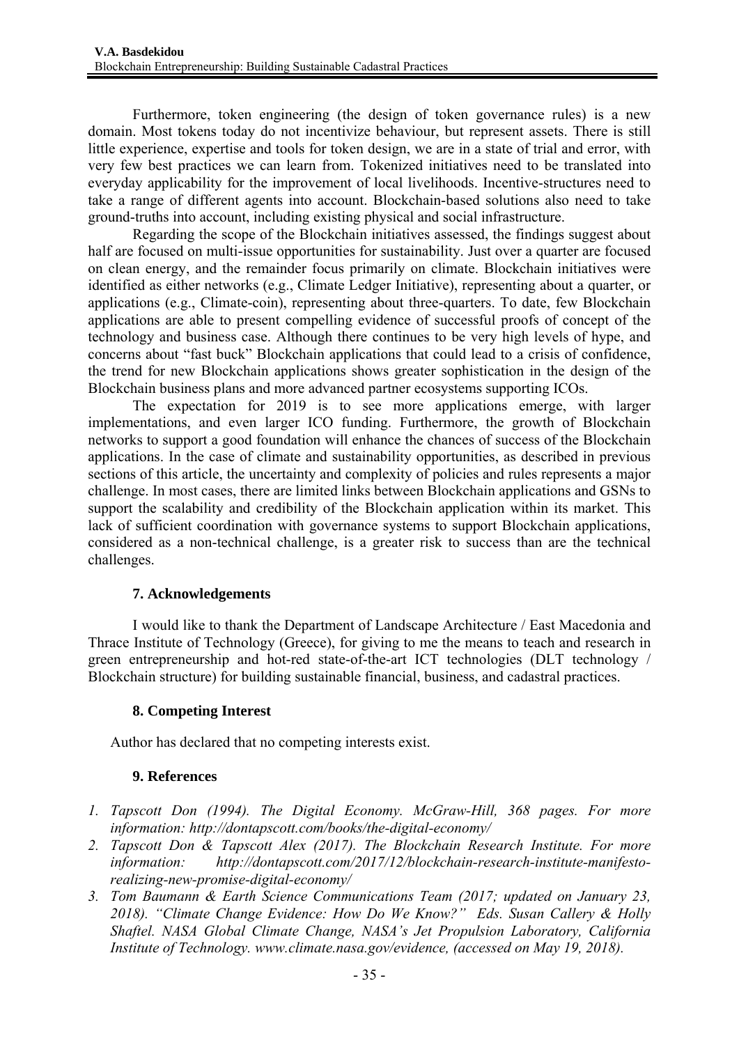Furthermore, token engineering (the design of token governance rules) is a new domain. Most tokens today do not incentivize behaviour, but represent assets. There is still little experience, expertise and tools for token design, we are in a state of trial and error, with very few best practices we can learn from. Tokenized initiatives need to be translated into everyday applicability for the improvement of local livelihoods. Incentive-structures need to take a range of different agents into account. Blockchain-based solutions also need to take ground-truths into account, including existing physical and social infrastructure.

Regarding the scope of the Blockchain initiatives assessed, the findings suggest about half are focused on multi-issue opportunities for sustainability. Just over a quarter are focused on clean energy, and the remainder focus primarily on climate. Blockchain initiatives were identified as either networks (e.g., Climate Ledger Initiative), representing about a quarter, or applications (e.g., Climate-coin), representing about three-quarters. To date, few Blockchain applications are able to present compelling evidence of successful proofs of concept of the technology and business case. Although there continues to be very high levels of hype, and concerns about "fast buck" Blockchain applications that could lead to a crisis of confidence, the trend for new Blockchain applications shows greater sophistication in the design of the Blockchain business plans and more advanced partner ecosystems supporting ICOs.

The expectation for 2019 is to see more applications emerge, with larger implementations, and even larger ICO funding. Furthermore, the growth of Blockchain networks to support a good foundation will enhance the chances of success of the Blockchain applications. In the case of climate and sustainability opportunities, as described in previous sections of this article, the uncertainty and complexity of policies and rules represents a major challenge. In most cases, there are limited links between Blockchain applications and GSNs to support the scalability and credibility of the Blockchain application within its market. This lack of sufficient coordination with governance systems to support Blockchain applications, considered as a non-technical challenge, is a greater risk to success than are the technical challenges.

## 7. Acknowledgements

I would like to thank the Department of Landscape Architecture / East Macedonia and Thrace Institute of Technology (Greece), for giving to me the means to teach and research in green entrepreneurship and hot-red state-of-the-art ICT technologies (DLT technology / Blockchain structure) for building sustainable financial, business, and cadastral practices.

## 8. Competing Interest

Author has declared that no competing interests exist.

## 9. References

1. *Tapscott Don (1994). The Digital Economy. McGraw-Hill, 368 pages. For more information: http://dontapscott.com/books/the-digital-economy/*
2. *Tapscott Don & Tapscott Alex (2017). The Blockchain Research Institute. For more information: http://dontapscott.com/2017/12/blockchain-research-institute-manifesto-realizing-new-promise-digital-economy/*
3. *Tom Baumann & Earth Science Communications Team (2017; updated on January 23, 2018). "Climate Change Evidence: How Do We Know?" Eds. Susan Callery & Holly Shaftel. NASA Global Climate Change, NASA's Jet Propulsion Laboratory, California Institute of Technology. www.climate.nasa.gov/evidence, (accessed on May 19, 2018).*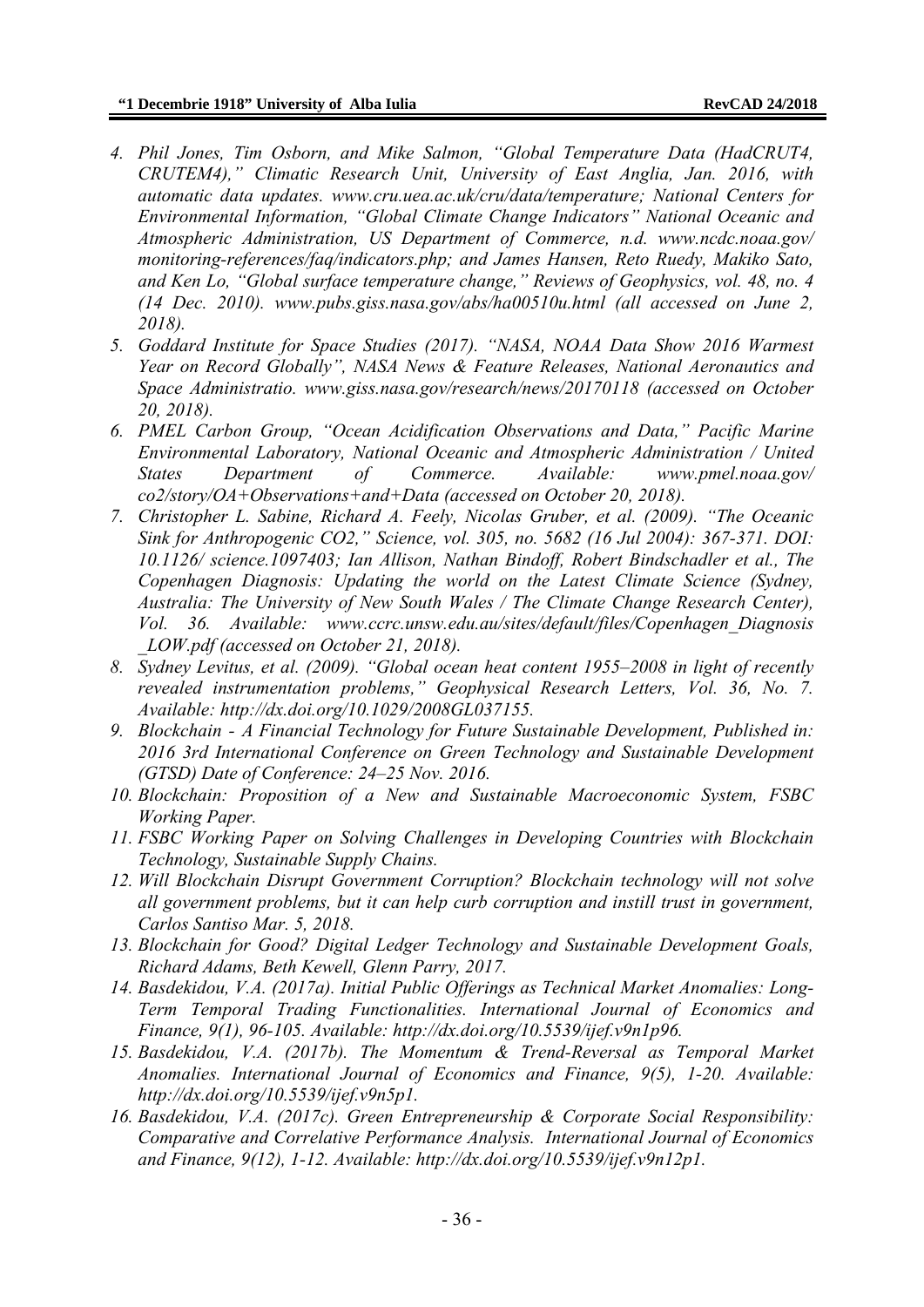4. *Phil Jones, Tim Osborn, and Mike Salmon, "Global Temperature Data (HadCRUT4, CRUTEM4)," Climatic Research Unit, University of East Anglia, Jan. 2016, with automatic data updates. www.cru.uea.ac.uk/cru/data/temperature; National Centers for Environmental Information, "Global Climate Change Indicators" National Oceanic and Atmospheric Administration, US Department of Commerce, n.d. www.ncdc.noaa.gov/ monitoring-references/faq/indicators.php; and James Hansen, Reto Ruedy, Makiko Sato, and Ken Lo, "Global surface temperature change," Reviews of Geophysics, vol. 48, no. 4 (14 Dec. 2010). www.pubs.giss.nasa.gov/abs/ha00510u.html (all accessed on June 2, 2018).*
5. *Goddard Institute for Space Studies (2017). "NASA, NOAA Data Show 2016 Warmest Year on Record Globally", NASA News & Feature Releases, National Aeronautics and Space Administratio. www.giss.nasa.gov/research/news/20170118 (accessed on October 20, 2018).*
6. *PMEL Carbon Group, "Ocean Acidification Observations and Data," Pacific Marine Environmental Laboratory, National Oceanic and Atmospheric Administration / United States Department of Commerce. Available: www.pmel.noaa.gov/ co2/story/OA+Observations+and+Data (accessed on October 20, 2018).*
7. *Christopher L. Sabine, Richard A. Feely, Nicolas Gruber, et al. (2009). "The Oceanic Sink for Anthropogenic CO2," Science, vol. 305, no. 5682 (16 Jul 2004): 367-371. DOI: 10.1126/ science.1097403; Ian Allison, Nathan Bindoff, Robert Bindschadler et al., The Copenhagen Diagnosis: Updating the world on the Latest Climate Science (Sydney, Australia: The University of New South Wales / The Climate Change Research Center), Vol. 36. Available: www.ccrc.unsw.edu.au/sites/default/files/Copenhagen_Diagnosis _LOW.pdf (accessed on October 21, 2018).*
8. *Sydney Levitus, et al. (2009). "Global ocean heat content 1955–2008 in light of recently revealed instrumentation problems," Geophysical Research Letters, Vol. 36, No. 7. Available: http://dx.doi.org/10.1029/2008GL037155.*
9. *Blockchain - A Financial Technology for Future Sustainable Development, Published in: 2016 3rd International Conference on Green Technology and Sustainable Development (GTSD) Date of Conference: 24–25 Nov. 2016.*
10. *Blockchain: Proposition of a New and Sustainable Macroeconomic System, FSBC Working Paper.*
11. *FSBC Working Paper on Solving Challenges in Developing Countries with Blockchain Technology, Sustainable Supply Chains.*
12. *Will Blockchain Disrupt Government Corruption? Blockchain technology will not solve all government problems, but it can help curb corruption and instill trust in government, Carlos Santiso Mar. 5, 2018.*
13. *Blockchain for Good? Digital Ledger Technology and Sustainable Development Goals, Richard Adams, Beth Kewell, Glenn Parry, 2017.*
14. *Basdekidou, V.A. (2017a). Initial Public Offerings as Technical Market Anomalies: Long-Term Temporal Trading Functionalities. International Journal of Economics and Finance, 9(1), 96-105. Available: http://dx.doi.org/10.5539/ijef.v9n1p96.*
15. *Basdekidou, V.A. (2017b). The Momentum & Trend-Reversal as Temporal Market Anomalies. International Journal of Economics and Finance, 9(5), 1-20. Available: http://dx.doi.org/10.5539/ijef.v9n5p1.*
16. *Basdekidou, V.A. (2017c). Green Entrepreneurship & Corporate Social Responsibility: Comparative and Correlative Performance Analysis. International Journal of Economics and Finance, 9(12), 1-12. Available: http://dx.doi.org/10.5539/ijef.v9n12p1.*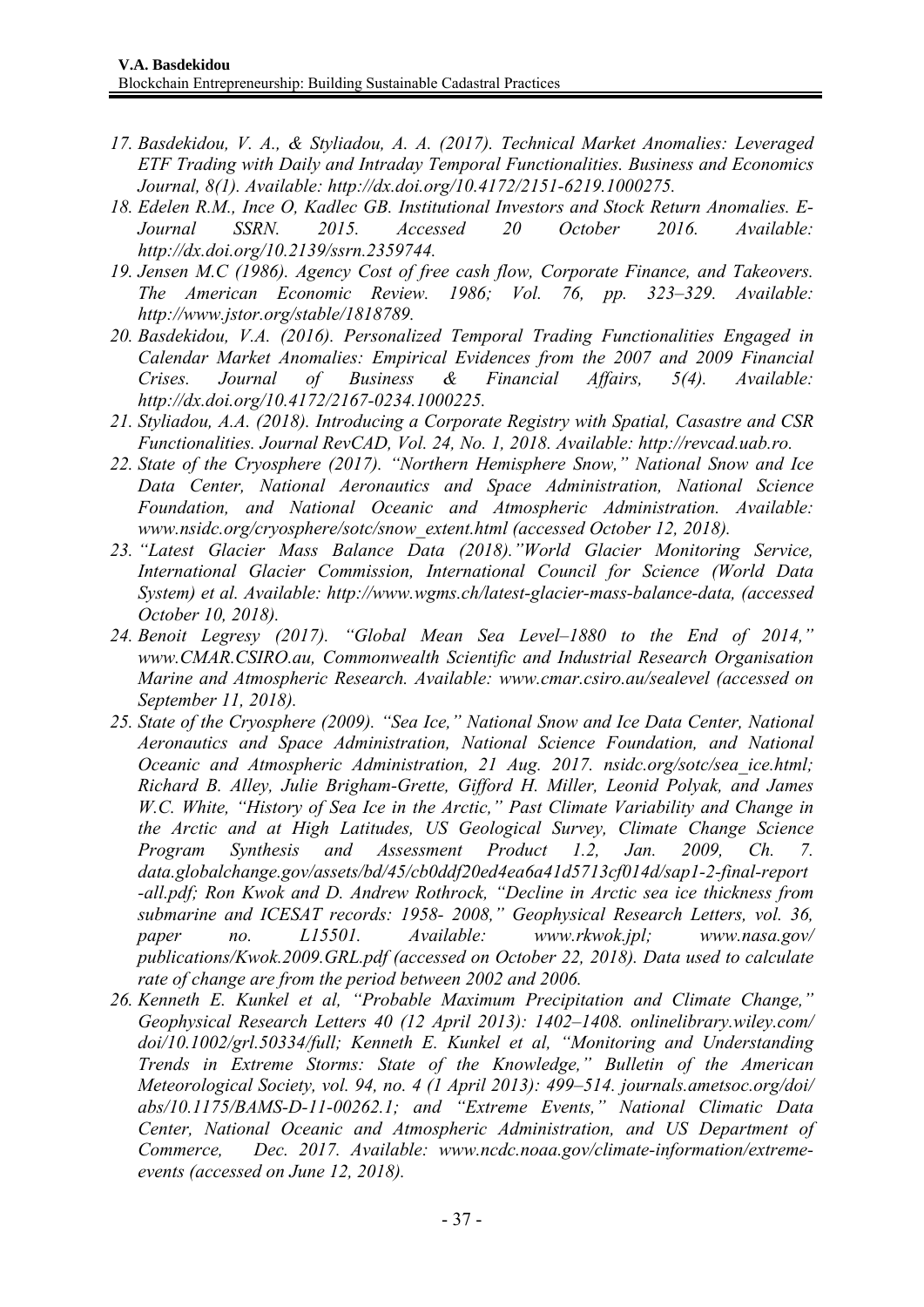17. *Basdekidou, V. A., & Styliadou, A. A. (2017). Technical Market Anomalies: Leveraged ETF Trading with Daily and Intraday Temporal Functionalities. Business and Economics Journal, 8(1). Available: http://dx.doi.org/10.4172/2151-6219.1000275.*
18. *Edelen R.M., Ince O, Kadlec GB. Institutional Investors and Stock Return Anomalies. E-Journal SSRN. 2015. Accessed 20 October 2016. Available: http://dx.doi.org/10.2139/ssrn.2359744.*
19. *Jensen M.C (1986). Agency Cost of free cash flow, Corporate Finance, and Takeovers. The American Economic Review. 1986; Vol. 76, pp. 323–329. Available: http://www.jstor.org/stable/1818789.*
20. *Basdekidou, V.A. (2016). Personalized Temporal Trading Functionalities Engaged in Calendar Market Anomalies: Empirical Evidences from the 2007 and 2009 Financial Crises. Journal of Business & Financial Affairs, 5(4). Available: http://dx.doi.org/10.4172/2167-0234.1000225.*
21. *Styliadou, A.A. (2018). Introducing a Corporate Registry with Spatial, Casastre and CSR Functionalities. Journal RevCAD, Vol. 24, No. 1, 2018. Available: http://revcad.uab.ro.*
22. *State of the Cryosphere (2017). "Northern Hemisphere Snow," National Snow and Ice Data Center, National Aeronautics and Space Administration, National Science Foundation, and National Oceanic and Atmospheric Administration. Available: www.nsidc.org/cryosphere/sotc/snow_extent.html (accessed October 12, 2018).*
23. *"Latest Glacier Mass Balance Data (2018)."World Glacier Monitoring Service, International Glacier Commission, International Council for Science (World Data System) et al. Available: http://www.wgms.ch/latest-glacier-mass-balance-data, (accessed October 10, 2018).*
24. *Benoit Legresy (2017). "Global Mean Sea Level–1880 to the End of 2014," www.CMAR.CSIRO.au, Commonwealth Scientific and Industrial Research Organisation Marine and Atmospheric Research. Available: www.cmar.csiro.au/sealevel (accessed on September 11, 2018).*
25. *State of the Cryosphere (2009). "Sea Ice," National Snow and Ice Data Center, National Aeronautics and Space Administration, National Science Foundation, and National Oceanic and Atmospheric Administration, 21 Aug. 2017. nsidc.org/sotc/sea_ice.html; Richard B. Alley, Julie Brigham-Grette, Gifford H. Miller, Leonid Polyak, and James W.C. White, "History of Sea Ice in the Arctic," Past Climate Variability and Change in the Arctic and at High Latitudes, US Geological Survey, Climate Change Science Program Synthesis and Assessment Product 1.2, Jan. 2009, Ch. 7. data.globalchange.gov/assets/bd/45/cb0ddf20ed4ea6a41d5713cf014d/sap1-2-final-report-all.pdf; Ron Kwok and D. Andrew Rothrock, "Decline in Arctic sea ice thickness from submarine and ICESAT records: 1958- 2008," Geophysical Research Letters, vol. 36, paper no. L15501. Available: www.rkwok.jpl; www.nasa.gov/publications/Kwok.2009.GRL.pdf (accessed on October 22, 2018). Data used to calculate rate of change are from the period between 2002 and 2006.*
26. *Kenneth E. Kunkel et al, "Probable Maximum Precipitation and Climate Change," Geophysical Research Letters 40 (12 April 2013): 1402–1408. onlinelibrary.wiley.com/doi/10.1002/grl.50334/full; Kenneth E. Kunkel et al, "Monitoring and Understanding Trends in Extreme Storms: State of the Knowledge," Bulletin of the American Meteorological Society, vol. 94, no. 4 (1 April 2013): 499–514. journals.ametsoc.org/doi/abs/10.1175/BAMS-D-11-00262.1; and "Extreme Events," National Climatic Data Center, National Oceanic and Atmospheric Administration, and US Department of Commerce, Dec. 2017. Available: www.ncdc.noaa.gov/climate-information/extreme-events (accessed on June 12, 2018).*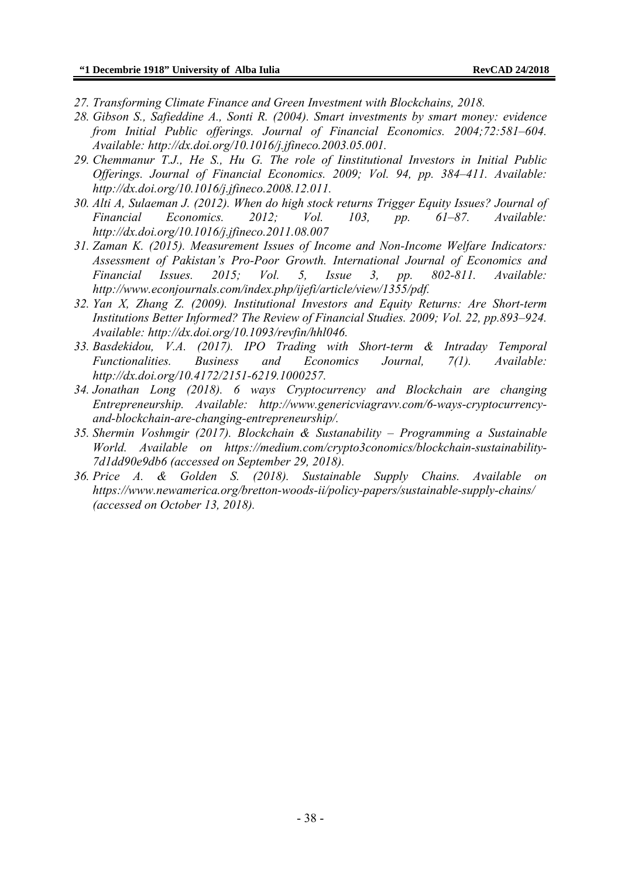27. *Transforming Climate Finance and Green Investment with Blockchains, 2018.*
28. *Gibson S., Safieddine A., Sonti R. (2004). Smart investments by smart money: evidence from Initial Public offerings. Journal of Financial Economics. 2004;72:581–604. Available: http://dx.doi.org/10.1016/j.jfineco.2003.05.001.*
29. *Chemmanur T.J., He S., Hu G. The role of Iinstitutional Investors in Initial Public Offerings. Journal of Financial Economics. 2009; Vol. 94, pp. 384–411. Available: http://dx.doi.org/10.1016/j.jfineco.2008.12.011.*
30. *Alti A, Sulaeman J. (2012). When do high stock returns Trigger Equity Issues? Journal of Financial Economics. 2012; Vol. 103, pp. 61–87. Available: http://dx.doi.org/10.1016/j.jfineco.2011.08.007*
31. *Zaman K. (2015). Measurement Issues of Income and Non-Income Welfare Indicators: Assessment of Pakistan's Pro-Poor Growth. International Journal of Economics and Financial Issues. 2015; Vol. 5, Issue 3, pp. 802-811. Available: http://www.econjournals.com/index.php/ijefi/article/view/1355/pdf.*
32. *Yan X, Zhang Z. (2009). Institutional Investors and Equity Returns: Are Short-term Institutions Better Informed? The Review of Financial Studies. 2009; Vol. 22, pp.893–924. Available: http://dx.doi.org/10.1093/revfin/hhl046.*
33. *Basdekidou, V.A. (2017). IPO Trading with Short-term & Intraday Temporal Functionalities. Business and Economics Journal, 7(1). Available: http://dx.doi.org/10.4172/2151-6219.1000257.*
34. *Jonathan Long (2018). 6 ways Cryptocurrency and Blockchain are changing Entrepreneurship. Available: http://www.genericviagravv.com/6-ways-cryptocurrency-and-blockchain-are-changing-entrepreneurship/.*
35. *Shermin Voshmgir (2017). Blockchain & Sustanability – Programming a Sustainable World. Available on https://medium.com/crypto3conomics/blockchain-sustainability-7d1dd90e9db6 (accessed on September 29, 2018).*
36. *Price A. & Golden S. (2018). Sustainable Supply Chains. Available on https://www.newamerica.org/bretton-woods-ii/policy-papers/sustainable-supply-chains/ (accessed on October 13, 2018).*